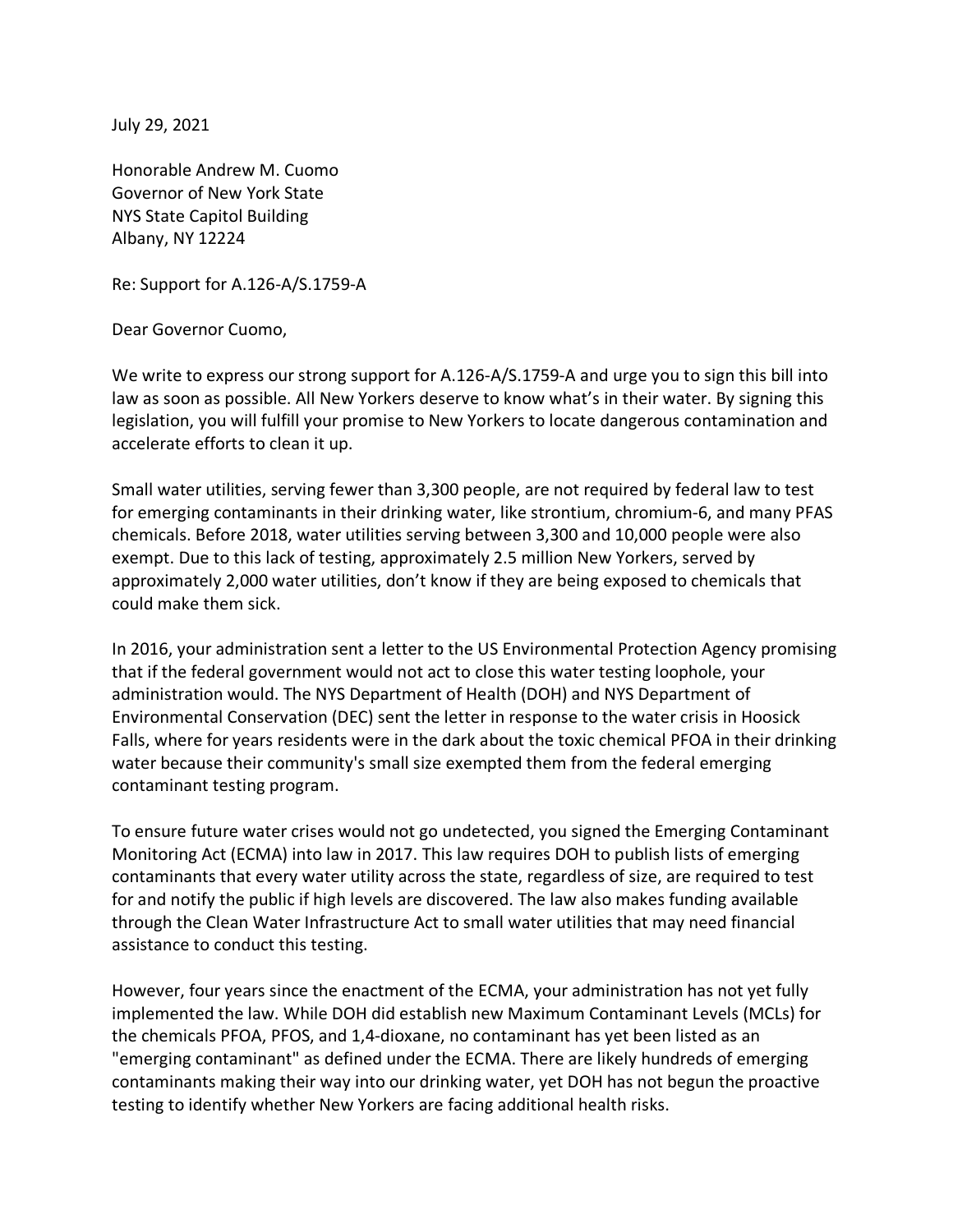July 29, 2021

Honorable Andrew M. Cuomo
Governor of New York State
NYS State Capitol Building
Albany, NY 12224

Re: Support for A.126-A/S.1759-A

Dear Governor Cuomo,

We write to express our strong support for A.126-A/S.1759-A and urge you to sign this bill into law as soon as possible. All New Yorkers deserve to know what's in their water. By signing this legislation, you will fulfill your promise to New Yorkers to locate dangerous contamination and accelerate efforts to clean it up.

Small water utilities, serving fewer than 3,300 people, are not required by federal law to test for emerging contaminants in their drinking water, like strontium, chromium-6, and many PFAS chemicals. Before 2018, water utilities serving between 3,300 and 10,000 people were also exempt. Due to this lack of testing, approximately 2.5 million New Yorkers, served by approximately 2,000 water utilities, don't know if they are being exposed to chemicals that could make them sick.

In 2016, your administration sent a letter to the US Environmental Protection Agency promising that if the federal government would not act to close this water testing loophole, your administration would. The NYS Department of Health (DOH) and NYS Department of Environmental Conservation (DEC) sent the letter in response to the water crisis in Hoosick Falls, where for years residents were in the dark about the toxic chemical PFOA in their drinking water because their community's small size exempted them from the federal emerging contaminant testing program.

To ensure future water crises would not go undetected, you signed the Emerging Contaminant Monitoring Act (ECMA) into law in 2017. This law requires DOH to publish lists of emerging contaminants that every water utility across the state, regardless of size, are required to test for and notify the public if high levels are discovered. The law also makes funding available through the Clean Water Infrastructure Act to small water utilities that may need financial assistance to conduct this testing.

However, four years since the enactment of the ECMA, your administration has not yet fully implemented the law. While DOH did establish new Maximum Contaminant Levels (MCLs) for the chemicals PFOA, PFOS, and 1,4-dioxane, no contaminant has yet been listed as an "emerging contaminant" as defined under the ECMA. There are likely hundreds of emerging contaminants making their way into our drinking water, yet DOH has not begun the proactive testing to identify whether New Yorkers are facing additional health risks.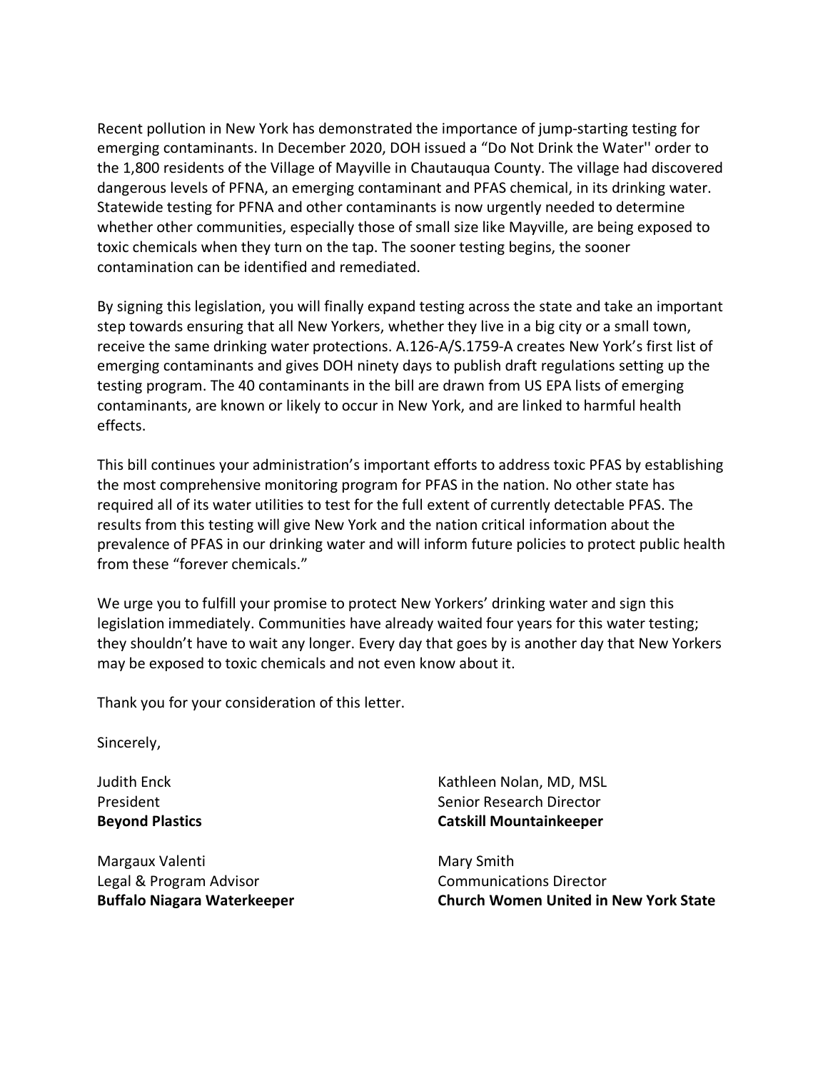Recent pollution in New York has demonstrated the importance of jump-starting testing for emerging contaminants. In December 2020, DOH issued a "Do Not Drink the Water'' order to the 1,800 residents of the Village of Mayville in Chautauqua County. The village had discovered dangerous levels of PFNA, an emerging contaminant and PFAS chemical, in its drinking water. Statewide testing for PFNA and other contaminants is now urgently needed to determine whether other communities, especially those of small size like Mayville, are being exposed to toxic chemicals when they turn on the tap. The sooner testing begins, the sooner contamination can be identified and remediated.

By signing this legislation, you will finally expand testing across the state and take an important step towards ensuring that all New Yorkers, whether they live in a big city or a small town, receive the same drinking water protections. A.126-A/S.1759-A creates New York's first list of emerging contaminants and gives DOH ninety days to publish draft regulations setting up the testing program. The 40 contaminants in the bill are drawn from US EPA lists of emerging contaminants, are known or likely to occur in New York, and are linked to harmful health effects.

This bill continues your administration's important efforts to address toxic PFAS by establishing the most comprehensive monitoring program for PFAS in the nation. No other state has required all of its water utilities to test for the full extent of currently detectable PFAS. The results from this testing will give New York and the nation critical information about the prevalence of PFAS in our drinking water and will inform future policies to protect public health from these "forever chemicals."

We urge you to fulfill your promise to protect New Yorkers' drinking water and sign this legislation immediately. Communities have already waited four years for this water testing; they shouldn't have to wait any longer. Every day that goes by is another day that New Yorkers may be exposed to toxic chemicals and not even know about it.

Thank you for your consideration of this letter.

Sincerely,

Judith Enck
President
**Beyond Plastics**

Kathleen Nolan, MD, MSL
Senior Research Director
**Catskill Mountainkeeper**

Margaux Valenti
Legal & Program Advisor
**Buffalo Niagara Waterkeeper**

Mary Smith
Communications Director
**Church Women United in New York State**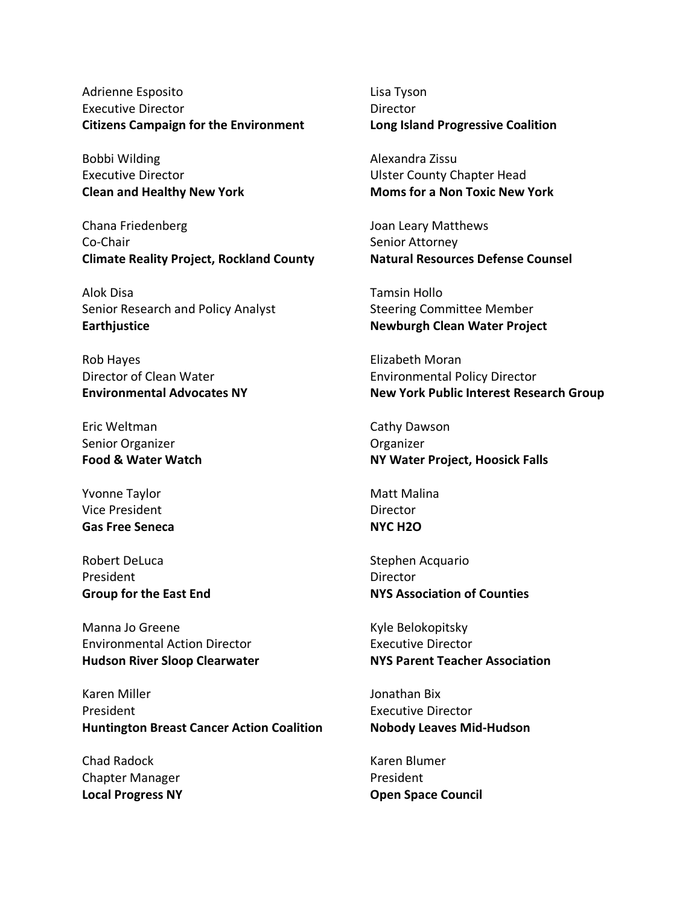Adrienne Esposito
Executive Director
**Citizens Campaign for the Environment**

Bobbi Wilding
Executive Director
**Clean and Healthy New York**

Chana Friedenberg
Co-Chair
**Climate Reality Project, Rockland County**

Alok Disa
Senior Research and Policy Analyst
**Earthjustice**

Rob Hayes
Director of Clean Water
**Environmental Advocates NY**

Eric Weltman
Senior Organizer
**Food & Water Watch**

Yvonne Taylor
Vice President
**Gas Free Seneca**

Robert DeLuca
President
**Group for the East End**

Manna Jo Greene
Environmental Action Director
**Hudson River Sloop Clearwater**

Karen Miller
President
**Huntington Breast Cancer Action Coalition**

Chad Radock
Chapter Manager
**Local Progress NY**

Lisa Tyson
Director
**Long Island Progressive Coalition**

Alexandra Zissu
Ulster County Chapter Head
**Moms for a Non Toxic New York**

Joan Leary Matthews
Senior Attorney
**Natural Resources Defense Counsel**

Tamsin Hollo
Steering Committee Member
**Newburgh Clean Water Project**

Elizabeth Moran
Environmental Policy Director
**New York Public Interest Research Group**

Cathy Dawson
Organizer
**NY Water Project, Hoosick Falls**

Matt Malina
Director
**NYC H2O**

Stephen Acquario
Director
**NYS Association of Counties**

Kyle Belokopitsky
Executive Director
**NYS Parent Teacher Association**

Jonathan Bix
Executive Director
**Nobody Leaves Mid-Hudson**

Karen Blumer
President
**Open Space Council**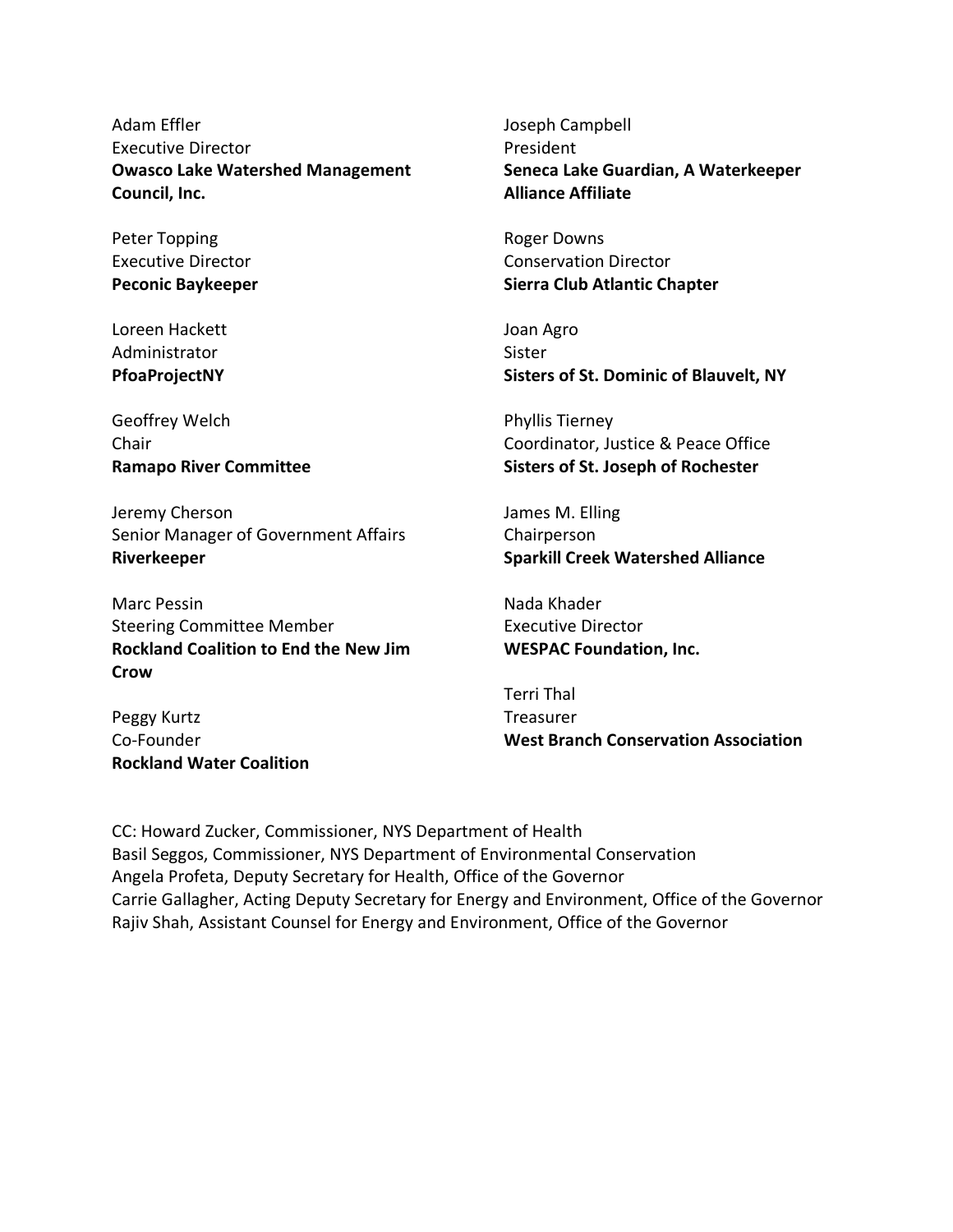Adam Effler
Executive Director
**Owasco Lake Watershed Management Council, Inc.**

Peter Topping
Executive Director
**Peconic Baykeeper**

Loreen Hackett
Administrator
**PfoaProjectNY**

Geoffrey Welch
Chair
**Ramapo River Committee**

Jeremy Cherson
Senior Manager of Government Affairs
**Riverkeeper**

Marc Pessin
Steering Committee Member
**Rockland Coalition to End the New Jim Crow**

Peggy Kurtz
Co-Founder
**Rockland Water Coalition**

Joseph Campbell
President
**Seneca Lake Guardian, A Waterkeeper Alliance Affiliate**

Roger Downs
Conservation Director
**Sierra Club Atlantic Chapter**

Joan Agro
Sister
**Sisters of St. Dominic of Blauvelt, NY**

Phyllis Tierney
Coordinator, Justice & Peace Office
**Sisters of St. Joseph of Rochester**

James M. Elling
Chairperson
**Sparkill Creek Watershed Alliance**

Nada Khader
Executive Director
**WESPAC Foundation, Inc.**

Terri Thal
Treasurer
**West Branch Conservation Association**

CC: Howard Zucker, Commissioner, NYS Department of Health
Basil Seggos, Commissioner, NYS Department of Environmental Conservation
Angela Profeta, Deputy Secretary for Health, Office of the Governor
Carrie Gallagher, Acting Deputy Secretary for Energy and Environment, Office of the Governor
Rajiv Shah, Assistant Counsel for Energy and Environment, Office of the Governor